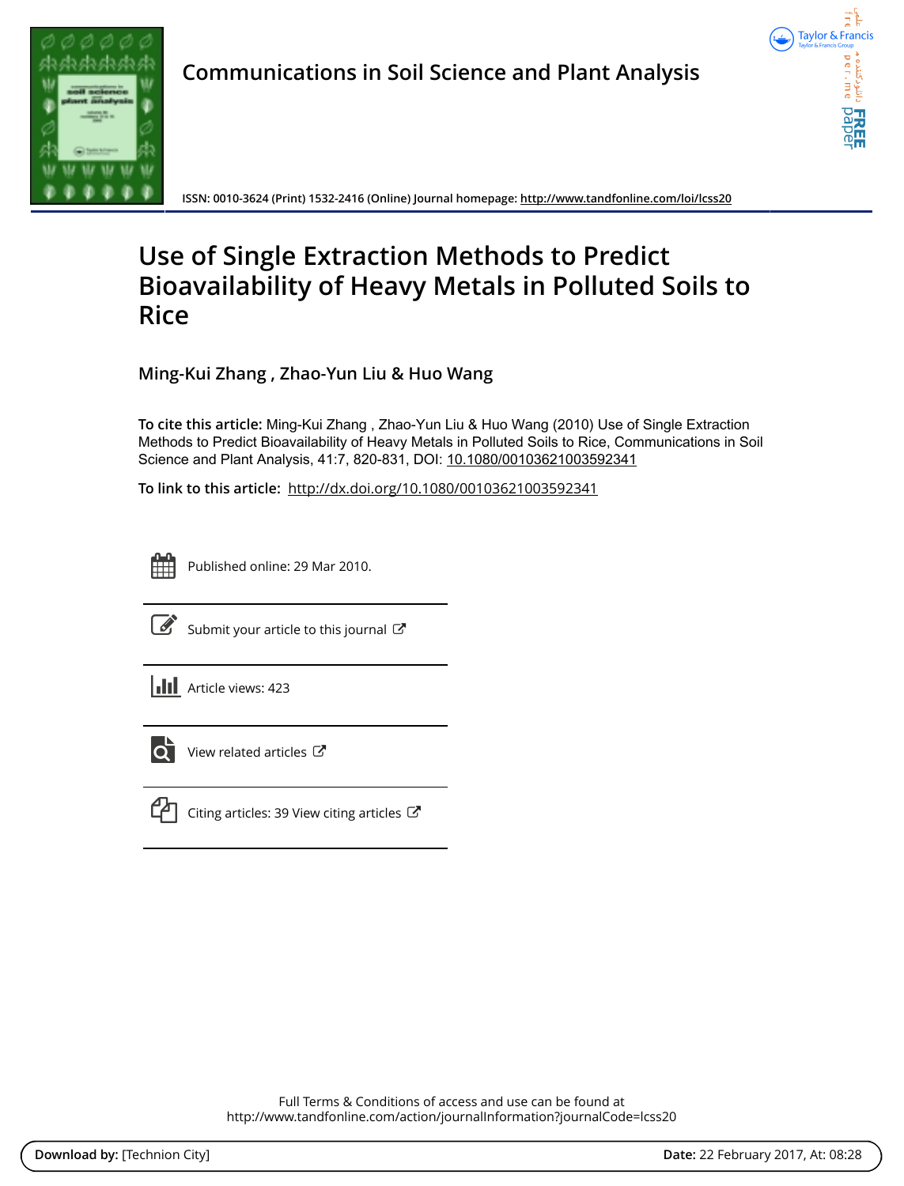# Communications in Soil Science and Plant Analysis

**ISSN: 0010-3624 (Print) 1532-2416 (Online) Journal homepage: http://www.tandfonline.com/loi/lcss20**

# Use of Single Extraction Methods to Predict Bioavailability of Heavy Metals in Polluted Soils to Rice

**Ming-Kui Zhang , Zhao-Yun Liu & Huo Wang**

**To cite this article:** Ming-Kui Zhang , Zhao-Yun Liu & Huo Wang (2010) Use of Single Extraction Methods to Predict Bioavailability of Heavy Metals in Polluted Soils to Rice, Communications in Soil Science and Plant Analysis, 41:7, 820-831, DOI: 10.1080/00103621003592341

**To link to this article:** http://dx.doi.org/10.1080/00103621003592341

Published online: 29 Mar 2010.

Submit your article to this journal

Article views: 423

View related articles

Citing articles: 39 View citing articles

Full Terms & Conditions of access and use can be found at
http://www.tandfonline.com/action/journalInformation?journalCode=lcss20

**Download by:** [Technion City] **Date:** 22 February 2017, At: 08:28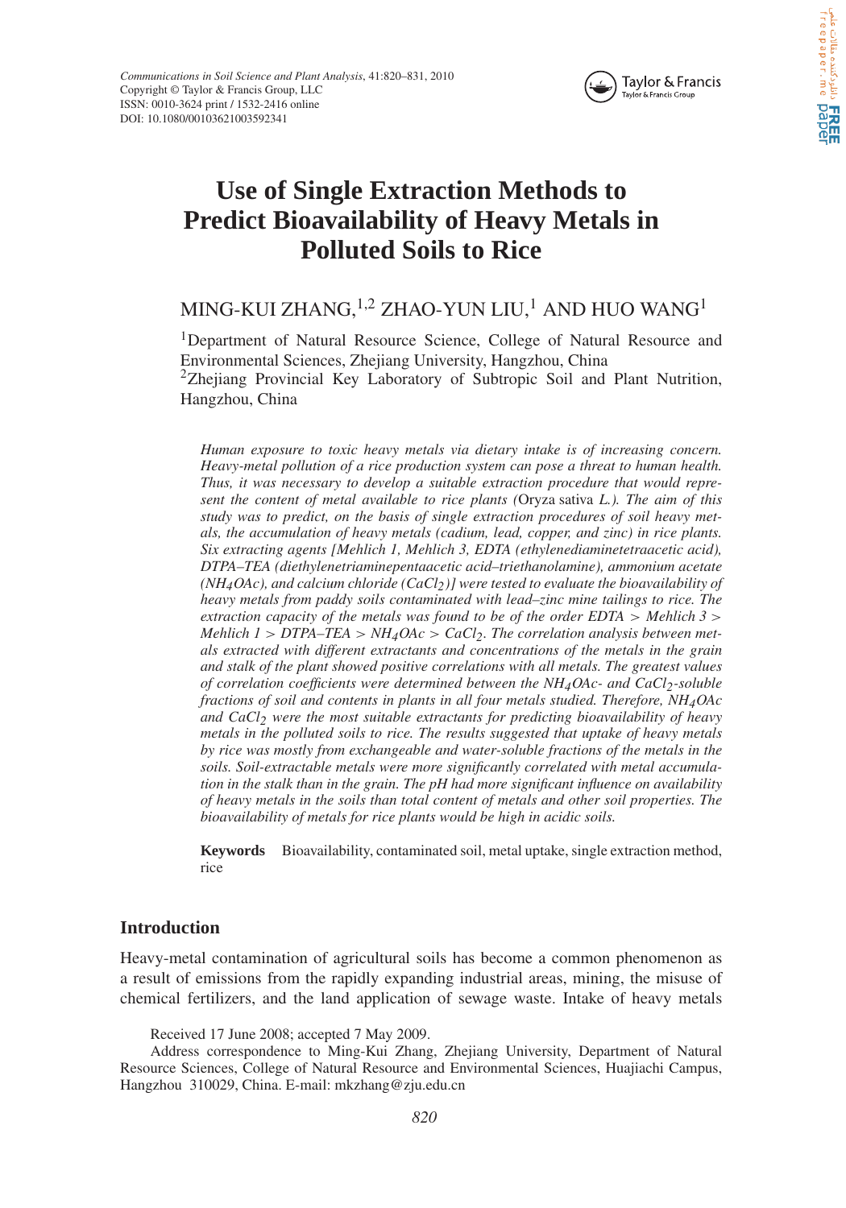Communications in Soil Science and Plant Analysis, 41:820–831, 2010
Copyright © Taylor & Francis Group, LLC
ISSN: 0010-3624 print / 1532-2416 online
DOI: 10.1080/00103621003592341

# Use of Single Extraction Methods to Predict Bioavailability of Heavy Metals in Polluted Soils to Rice

MING-KUI ZHANG,[1,2] ZHAO-YUN LIU,[1] AND HUO WANG[1]

[1]Department of Natural Resource Science, College of Natural Resource and Environmental Sciences, Zhejiang University, Hangzhou, China
[2]Zhejiang Provincial Key Laboratory of Subtropic Soil and Plant Nutrition, Hangzhou, China

*Human exposure to toxic heavy metals via dietary intake is of increasing concern. Heavy-metal pollution of a rice production system can pose a threat to human health. Thus, it was necessary to develop a suitable extraction procedure that would represent the content of metal available to rice plants (*Oryza sativa *L.). The aim of this study was to predict, on the basis of single extraction procedures of soil heavy metals, the accumulation of heavy metals (cadium, lead, copper, and zinc) in rice plants. Six extracting agents [Mehlich 1, Mehlich 3, EDTA (ethylenediaminetetraacetic acid), DTPA–TEA (diethylenetriaminepentaacetic acid–triethanolamine), ammonium acetate ($NH_4OAc$), and calcium chloride ($CaCl_2$)] were tested to evaluate the bioavailability of heavy metals from paddy soils contaminated with lead–zinc mine tailings to rice. The extraction capacity of the metals was found to be of the order EDTA > Mehlich 3 > Mehlich 1 > DTPA–TEA > $NH_4OAc$ > $CaCl_2$. The correlation analysis between metals extracted with different extractants and concentrations of the metals in the grain and stalk of the plant showed positive correlations with all metals. The greatest values of correlation coefficients were determined between the $NH_4OAc$- and $CaCl_2$-soluble fractions of soil and contents in plants in all four metals studied. Therefore, $NH_4OAc$ and $CaCl_2$ were the most suitable extractants for predicting bioavailability of heavy metals in the polluted soils to rice. The results suggested that uptake of heavy metals by rice was mostly from exchangeable and water-soluble fractions of the metals in the soils. Soil-extractable metals were more significantly correlated with metal accumulation in the stalk than in the grain. The pH had more significant influence on availability of heavy metals in the soils than total content of metals and other soil properties. The bioavailability of metals for rice plants would be high in acidic soils.*

**Keywords** Bioavailability, contaminated soil, metal uptake, single extraction method, rice

## Introduction

Heavy-metal contamination of agricultural soils has become a common phenomenon as a result of emissions from the rapidly expanding industrial areas, mining, the misuse of chemical fertilizers, and the land application of sewage waste. Intake of heavy metals

Received 17 June 2008; accepted 7 May 2009.

Address correspondence to Ming-Kui Zhang, Zhejiang University, Department of Natural Resource Sciences, College of Natural Resource and Environmental Sciences, Huajiachi Campus, Hangzhou 310029, China. E-mail: mkzhang@zju.edu.cn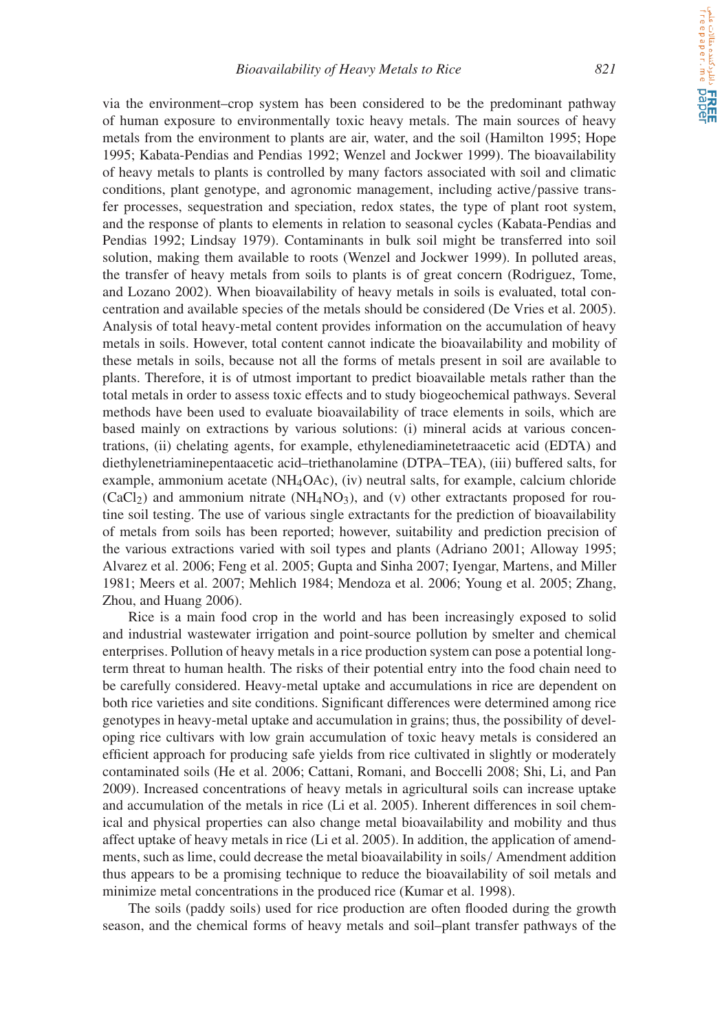via the environment–crop system has been considered to be the predominant pathway of human exposure to environmentally toxic heavy metals. The main sources of heavy metals from the environment to plants are air, water, and the soil (Hamilton 1995; Hope 1995; Kabata-Pendias and Pendias 1992; Wenzel and Jockwer 1999). The bioavailability of heavy metals to plants is controlled by many factors associated with soil and climatic conditions, plant genotype, and agronomic management, including active/passive transfer processes, sequestration and speciation, redox states, the type of plant root system, and the response of plants to elements in relation to seasonal cycles (Kabata-Pendias and Pendias 1992; Lindsay 1979). Contaminants in bulk soil might be transferred into soil solution, making them available to roots (Wenzel and Jockwer 1999). In polluted areas, the transfer of heavy metals from soils to plants is of great concern (Rodriguez, Tome, and Lozano 2002). When bioavailability of heavy metals in soils is evaluated, total concentration and available species of the metals should be considered (De Vries et al. 2005). Analysis of total heavy-metal content provides information on the accumulation of heavy metals in soils. However, total content cannot indicate the bioavailability and mobility of these metals in soils, because not all the forms of metals present in soil are available to plants. Therefore, it is of utmost important to predict bioavailable metals rather than the total metals in order to assess toxic effects and to study biogeochemical pathways. Several methods have been used to evaluate bioavailability of trace elements in soils, which are based mainly on extractions by various solutions: (i) mineral acids at various concentrations, (ii) chelating agents, for example, ethylenediaminetetraacetic acid (EDTA) and diethylenetriaminepentaacetic acid–triethanolamine (DTPA–TEA), (iii) buffered salts, for example, ammonium acetate ($NH_4OAc$), (iv) neutral salts, for example, calcium chloride ($CaCl_2$) and ammonium nitrate ($NH_4NO_3$), and (v) other extractants proposed for routine soil testing. The use of various single extractants for the prediction of bioavailability of metals from soils has been reported; however, suitability and prediction precision of the various extractions varied with soil types and plants (Adriano 2001; Alloway 1995; Alvarez et al. 2006; Feng et al. 2005; Gupta and Sinha 2007; Iyengar, Martens, and Miller 1981; Meers et al. 2007; Mehlich 1984; Mendoza et al. 2006; Young et al. 2005; Zhang, Zhou, and Huang 2006).

Rice is a main food crop in the world and has been increasingly exposed to solid and industrial wastewater irrigation and point-source pollution by smelter and chemical enterprises. Pollution of heavy metals in a rice production system can pose a potential long-term threat to human health. The risks of their potential entry into the food chain need to be carefully considered. Heavy-metal uptake and accumulations in rice are dependent on both rice varieties and site conditions. Significant differences were determined among rice genotypes in heavy-metal uptake and accumulation in grains; thus, the possibility of developing rice cultivars with low grain accumulation of toxic heavy metals is considered an efficient approach for producing safe yields from rice cultivated in slightly or moderately contaminated soils (He et al. 2006; Cattani, Romani, and Boccelli 2008; Shi, Li, and Pan 2009). Increased concentrations of heavy metals in agricultural soils can increase uptake and accumulation of the metals in rice (Li et al. 2005). Inherent differences in soil chemical and physical properties can also change metal bioavailability and mobility and thus affect uptake of heavy metals in rice (Li et al. 2005). In addition, the application of amendments, such as lime, could decrease the metal bioavailability in soils/ Amendment addition thus appears to be a promising technique to reduce the bioavailability of soil metals and minimize metal concentrations in the produced rice (Kumar et al. 1998).

The soils (paddy soils) used for rice production are often flooded during the growth season, and the chemical forms of heavy metals and soil–plant transfer pathways of the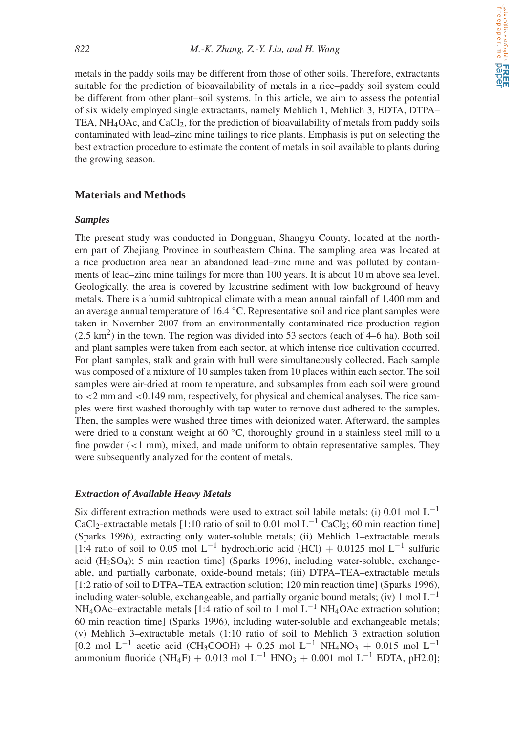metals in the paddy soils may be different from those of other soils. Therefore, extractants suitable for the prediction of bioavailability of metals in a rice–paddy soil system could be different from other plant–soil systems. In this article, we aim to assess the potential of six widely employed single extractants, namely Mehlich 1, Mehlich 3, EDTA, DTPA–TEA, $NH_4OAc$, and $CaCl_2$, for the prediction of bioavailability of metals from paddy soils contaminated with lead–zinc mine tailings to rice plants. Emphasis is put on selecting the best extraction procedure to estimate the content of metals in soil available to plants during the growing season.

## Materials and Methods

### *Samples*

The present study was conducted in Dongguan, Shangyu County, located at the northern part of Zhejiang Province in southeastern China. The sampling area was located at a rice production area near an abandoned lead–zinc mine and was polluted by containments of lead–zinc mine tailings for more than 100 years. It is about 10 m above sea level. Geologically, the area is covered by lacustrine sediment with low background of heavy metals. There is a humid subtropical climate with a mean annual rainfall of 1,400 mm and an average annual temperature of 16.4 °C. Representative soil and rice plant samples were taken in November 2007 from an environmentally contaminated rice production region (2.5 $km^2$) in the town. The region was divided into 53 sectors (each of 4–6 ha). Both soil and plant samples were taken from each sector, at which intense rice cultivation occurred. For plant samples, stalk and grain with hull were simultaneously collected. Each sample was composed of a mixture of 10 samples taken from 10 places within each sector. The soil samples were air-dried at room temperature, and subsamples from each soil were ground to <2 mm and <0.149 mm, respectively, for physical and chemical analyses. The rice samples were first washed thoroughly with tap water to remove dust adhered to the samples. Then, the samples were washed three times with deionized water. Afterward, the samples were dried to a constant weight at 60 °C, thoroughly ground in a stainless steel mill to a fine powder (<1 mm), mixed, and made uniform to obtain representative samples. They were subsequently analyzed for the content of metals.

### *Extraction of Available Heavy Metals*

Six different extraction methods were used to extract soil labile metals: (i) 0.01 mol $L^{-1}$ $CaCl_2$-extractable metals [1:10 ratio of soil to 0.01 mol $L^{-1}$ $CaCl_2$; 60 min reaction time] (Sparks 1996), extracting only water-soluble metals; (ii) Mehlich 1–extractable metals [1:4 ratio of soil to 0.05 mol $L^{-1}$ hydrochloric acid (HCl) + 0.0125 mol $L^{-1}$ sulfuric acid ($H_2SO_4$); 5 min reaction time] (Sparks 1996), including water-soluble, exchangeable, and partially carbonate, oxide-bound metals; (iii) DTPA–TEA–extractable metals [1:2 ratio of soil to DTPA–TEA extraction solution; 120 min reaction time] (Sparks 1996), including water-soluble, exchangeable, and partially organic bound metals; (iv) 1 mol $L^{-1}$ $NH_4OAc$–extractable metals [1:4 ratio of soil to 1 mol $L^{-1}$ $NH_4OAc$ extraction solution; 60 min reaction time] (Sparks 1996), including water-soluble and exchangeable metals; (v) Mehlich 3–extractable metals (1:10 ratio of soil to Mehlich 3 extraction solution [0.2 mol $L^{-1}$ acetic acid ($CH_3COOH$) + 0.25 mol $L^{-1}$ $NH_4NO_3$ + 0.015 mol $L^{-1}$ ammonium fluoride ($NH_4F$) + 0.013 mol $L^{-1}$ $HNO_3$ + 0.001 mol $L^{-1}$ EDTA, pH2.0];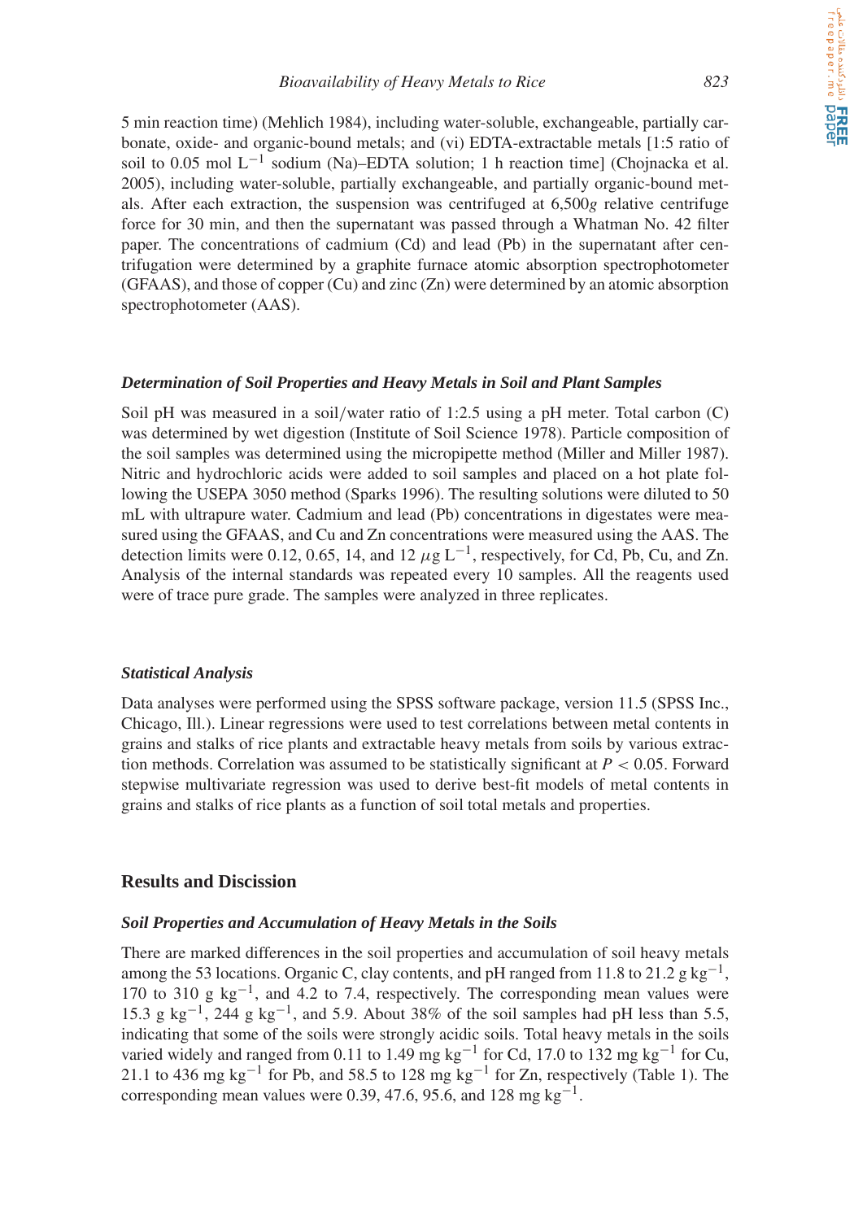5 min reaction time) (Mehlich 1984), including water-soluble, exchangeable, partially carbonate, oxide- and organic-bound metals; and (vi) EDTA-extractable metals [1:5 ratio of soil to 0.05 mol $L^{-1}$ sodium (Na)–EDTA solution; 1 h reaction time] (Chojnacka et al. 2005), including water-soluble, partially exchangeable, and partially organic-bound metals. After each extraction, the suspension was centrifuged at 6,500*g* relative centrifuge force for 30 min, and then the supernatant was passed through a Whatman No. 42 filter paper. The concentrations of cadmium (Cd) and lead (Pb) in the supernatant after centrifugation were determined by a graphite furnace atomic absorption spectrophotometer (GFAAS), and those of copper (Cu) and zinc (Zn) were determined by an atomic absorption spectrophotometer (AAS).

### *Determination of Soil Properties and Heavy Metals in Soil and Plant Samples*

Soil pH was measured in a soil/water ratio of 1:2.5 using a pH meter. Total carbon (C) was determined by wet digestion (Institute of Soil Science 1978). Particle composition of the soil samples was determined using the micropipette method (Miller and Miller 1987). Nitric and hydrochloric acids were added to soil samples and placed on a hot plate following the USEPA 3050 method (Sparks 1996). The resulting solutions were diluted to 50 mL with ultrapure water. Cadmium and lead (Pb) concentrations in digestates were measured using the GFAAS, and Cu and Zn concentrations were measured using the AAS. The detection limits were 0.12, 0.65, 14, and 12 $\mu g\ L^{-1}$, respectively, for Cd, Pb, Cu, and Zn. Analysis of the internal standards was repeated every 10 samples. All the reagents used were of trace pure grade. The samples were analyzed in three replicates.

### *Statistical Analysis*

Data analyses were performed using the SPSS software package, version 11.5 (SPSS Inc., Chicago, Ill.). Linear regressions were used to test correlations between metal contents in grains and stalks of rice plants and extractable heavy metals from soils by various extraction methods. Correlation was assumed to be statistically significant at $P < 0.05$. Forward stepwise multivariate regression was used to derive best-fit models of metal contents in grains and stalks of rice plants as a function of soil total metals and properties.

## Results and Discussion

### *Soil Properties and Accumulation of Heavy Metals in the Soils*

There are marked differences in the soil properties and accumulation of soil heavy metals among the 53 locations. Organic C, clay contents, and pH ranged from 11.8 to 21.2 g $kg^{-1}$, 170 to 310 g $kg^{-1}$, and 4.2 to 7.4, respectively. The corresponding mean values were 15.3 g $kg^{-1}$, 244 g $kg^{-1}$, and 5.9. About 38% of the soil samples had pH less than 5.5, indicating that some of the soils were strongly acidic soils. Total heavy metals in the soils varied widely and ranged from 0.11 to 1.49 mg $kg^{-1}$ for Cd, 17.0 to 132 mg $kg^{-1}$ for Cu, 21.1 to 436 mg $kg^{-1}$ for Pb, and 58.5 to 128 mg $kg^{-1}$ for Zn, respectively (Table 1). The corresponding mean values were 0.39, 47.6, 95.6, and 128 mg $kg^{-1}$.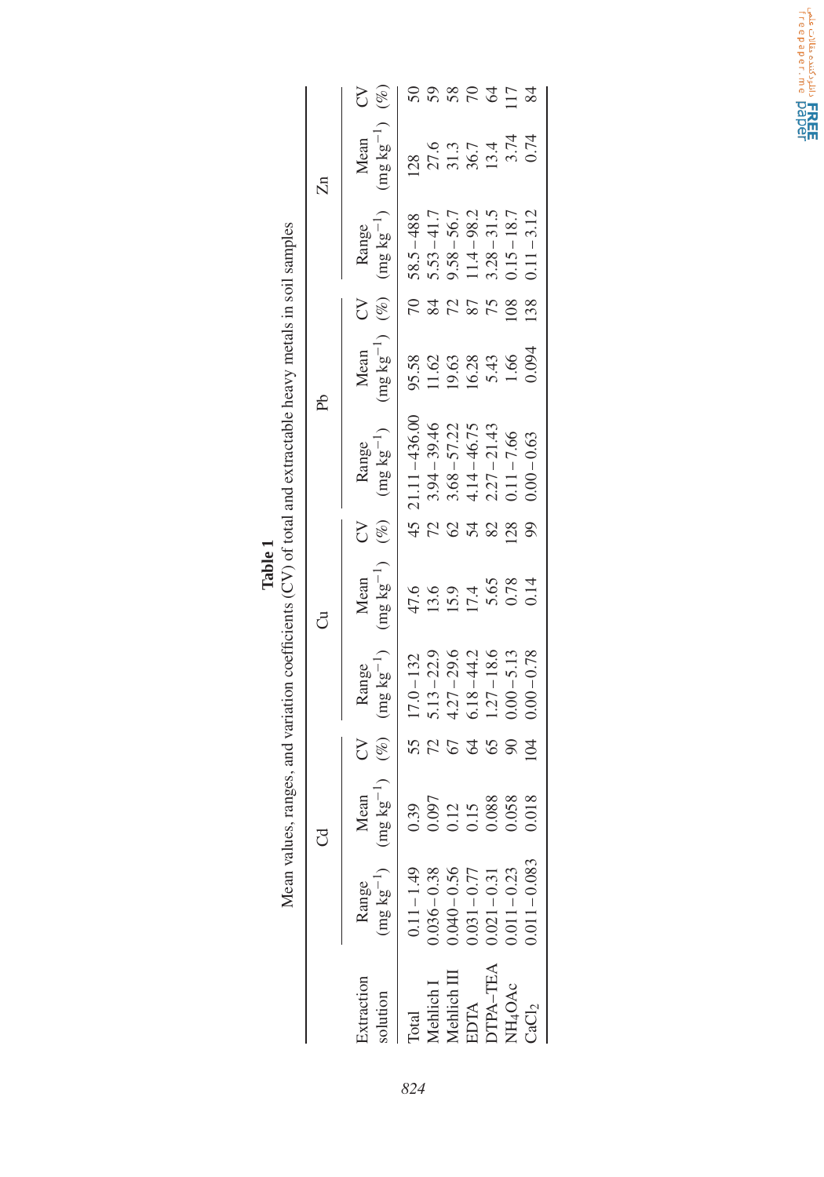**Table 1**

Mean values, ranges, and variation coefficients (CV) of total and extractable heavy metals in soil samples

| Extraction solution | Cd | | | Cu | | | Pb | | | Zn | | |
|---|---|---|---|---|---|---|---|---|---|---|---|---|
| | Range (mg kg$^{-1}$) | Mean (mg kg$^{-1}$) | CV (%) | Range (mg kg$^{-1}$) | Mean (mg kg$^{-1}$) | CV (%) | Range (mg kg$^{-1}$) | Mean (mg kg$^{-1}$) | CV (%) | Range (mg kg$^{-1}$) | Mean (mg kg$^{-1}$) | CV (%) |
| Total | 0.11 – 1.49 | 0.39 | 55 | 17.0 – 132 | 47.6 | 45 | 21.11 – 436.00 | 95.58 | 70 | 58.5 – 488 | 128 | 50 |
| Mehlich I | 0.036 – 0.38 | 0.097 | 72 | 5.13 – 22.9 | 13.6 | 72 | 3.94 – 39.46 | 11.62 | 84 | 5.53 – 41.7 | 27.6 | 59 |
| Mehlich III | 0.040 – 0.56 | 0.12 | 67 | 4.27 – 29.6 | 15.9 | 62 | 3.68 – 57.22 | 19.63 | 72 | 9.58 – 56.7 | 31.3 | 58 |
| EDTA | 0.031 – 0.77 | 0.15 | 64 | 6.18 – 44.2 | 17.4 | 54 | 4.14 – 46.75 | 16.28 | 87 | 11.4 – 98.2 | 36.7 | 70 |
| DTPA–TEA | 0.021 – 0.31 | 0.088 | 65 | 1.27 – 18.6 | 5.65 | 82 | 2.27 – 21.43 | 5.43 | 75 | 3.28 – 31.5 | 13.4 | 64 |
| $NH_4OAc$ | 0.011 – 0.23 | 0.058 | 90 | 0.00 – 5.13 | 0.78 | 128 | 0.11 – 7.66 | 1.66 | 108 | 0.15 – 18.7 | 3.74 | 117 |
| $CaCl_2$ | 0.011 – 0.083 | 0.018 | 104 | 0.00 – 0.78 | 0.14 | 99 | 0.00 – 0.63 | 0.094 | 138 | 0.11 – 3.12 | 0.74 | 84 |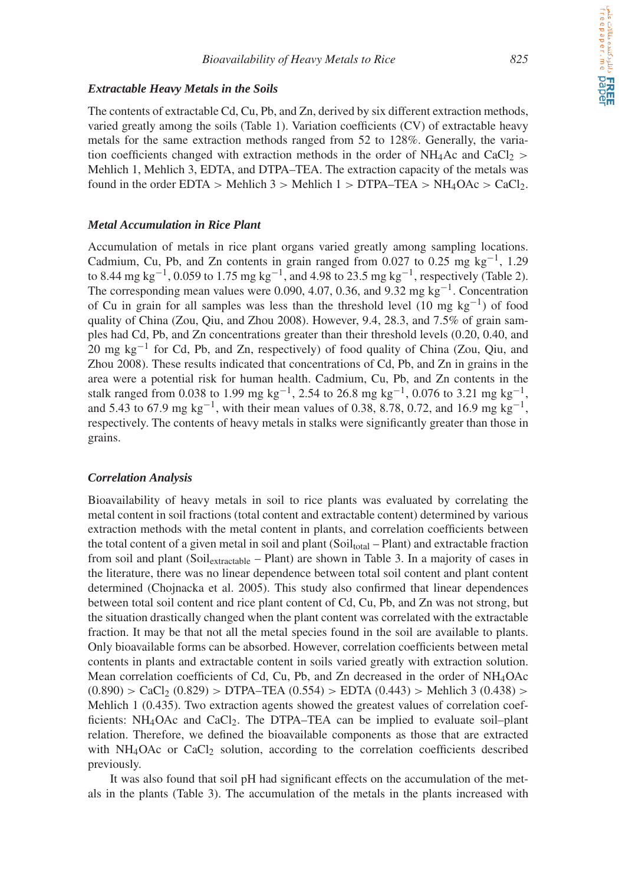### Extractable Heavy Metals in the Soils

The contents of extractable Cd, Cu, Pb, and Zn, derived by six different extraction methods, varied greatly among the soils (Table 1). Variation coefficients (CV) of extractable heavy metals for the same extraction methods ranged from 52 to 128%. Generally, the variation coefficients changed with extraction methods in the order of $NH_4Ac$ and $CaCl_2$ > Mehlich 1, Mehlich 3, EDTA, and DTPA–TEA. The extraction capacity of the metals was found in the order EDTA > Mehlich 3 > Mehlich 1 > DTPA–TEA > $NH_4OAc$ > $CaCl_2$.

### Metal Accumulation in Rice Plant

Accumulation of metals in rice plant organs varied greatly among sampling locations. Cadmium, Cu, Pb, and Zn contents in grain ranged from 0.027 to 0.25 mg $kg^{-1}$, 1.29 to 8.44 mg $kg^{-1}$, 0.059 to 1.75 mg $kg^{-1}$, and 4.98 to 23.5 mg $kg^{-1}$, respectively (Table 2). The corresponding mean values were 0.090, 4.07, 0.36, and 9.32 mg $kg^{-1}$. Concentration of Cu in grain for all samples was less than the threshold level (10 mg $kg^{-1}$) of food quality of China (Zou, Qiu, and Zhou 2008). However, 9.4, 28.3, and 7.5% of grain samples had Cd, Pb, and Zn concentrations greater than their threshold levels (0.20, 0.40, and 20 mg $kg^{-1}$ for Cd, Pb, and Zn, respectively) of food quality of China (Zou, Qiu, and Zhou 2008). These results indicated that concentrations of Cd, Pb, and Zn in grains in the area were a potential risk for human health. Cadmium, Cu, Pb, and Zn contents in the stalk ranged from 0.038 to 1.99 mg $kg^{-1}$, 2.54 to 26.8 mg $kg^{-1}$, 0.076 to 3.21 mg $kg^{-1}$, and 5.43 to 67.9 mg $kg^{-1}$, with their mean values of 0.38, 8.78, 0.72, and 16.9 mg $kg^{-1}$, respectively. The contents of heavy metals in stalks were significantly greater than those in grains.

### Correlation Analysis

Bioavailability of heavy metals in soil to rice plants was evaluated by correlating the metal content in soil fractions (total content and extractable content) determined by various extraction methods with the metal content in plants, and correlation coefficients between the total content of a given metal in soil and plant ($Soil_{total}$ – Plant) and extractable fraction from soil and plant ($Soil_{extractable}$ – Plant) are shown in Table 3. In a majority of cases in the literature, there was no linear dependence between total soil content and plant content determined (Chojnacka et al. 2005). This study also confirmed that linear dependences between total soil content and rice plant content of Cd, Cu, Pb, and Zn was not strong, but the situation drastically changed when the plant content was correlated with the extractable fraction. It may be that not all the metal species found in the soil are available to plants. Only bioavailable forms can be absorbed. However, correlation coefficients between metal contents in plants and extractable content in soils varied greatly with extraction solution. Mean correlation coefficients of Cd, Cu, Pb, and Zn decreased in the order of $NH_4OAc$ (0.890) > $CaCl_2$ (0.829) > DTPA–TEA (0.554) > EDTA (0.443) > Mehlich 3 (0.438) > Mehlich 1 (0.435). Two extraction agents showed the greatest values of correlation coefficients: $NH_4OAc$ and $CaCl_2$. The DTPA–TEA can be implied to evaluate soil–plant relation. Therefore, we defined the bioavailable components as those that are extracted with $NH_4OAc$ or $CaCl_2$ solution, according to the correlation coefficients described previously.

It was also found that soil pH had significant effects on the accumulation of the metals in the plants (Table 3). The accumulation of the metals in the plants increased with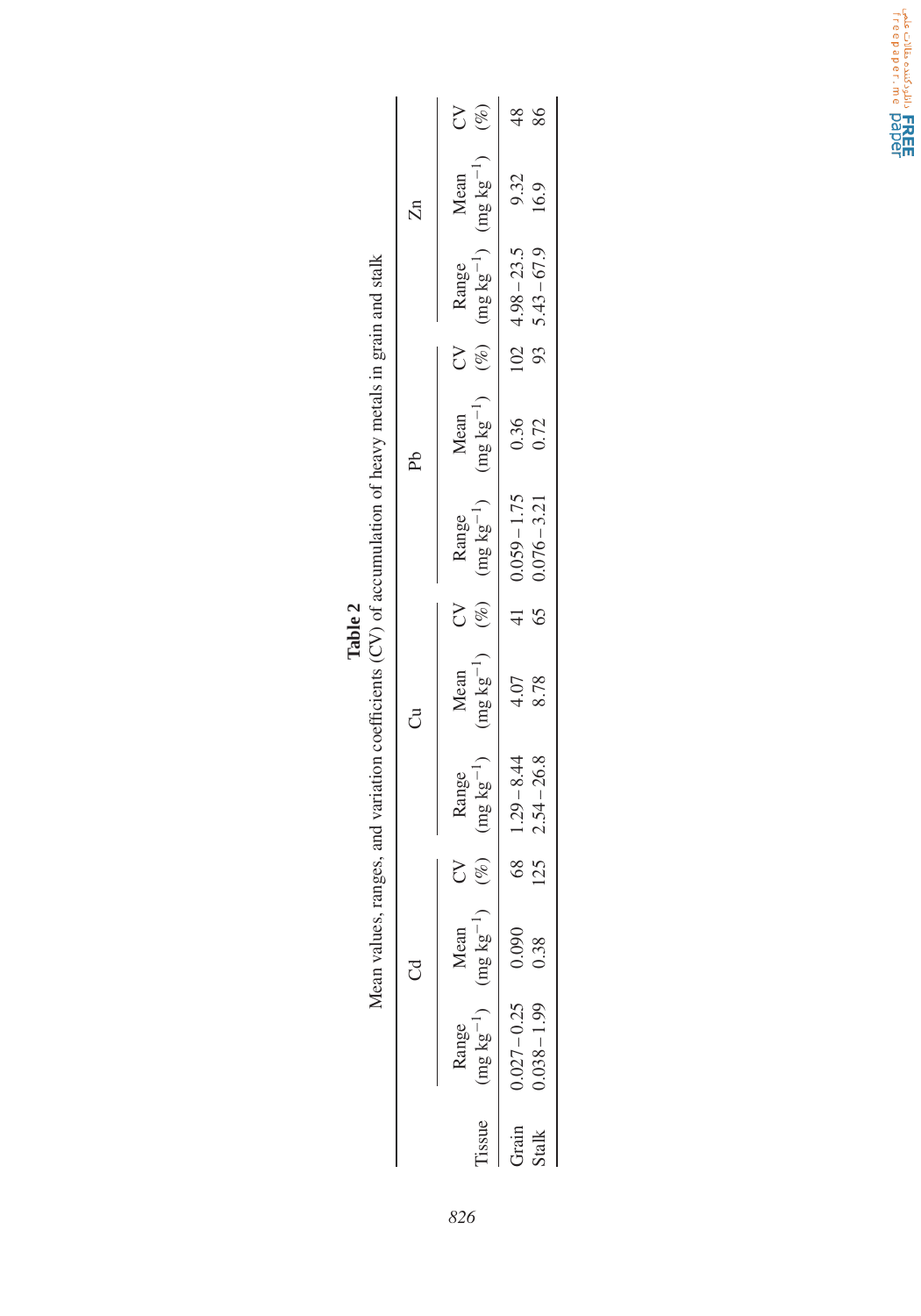**Table 2**

Mean values, ranges, and variation coefficients (CV) of accumulation of heavy metals in grain and stalk

| Tissue | Cd | | | Cu | | | Pb | | | Zn | | |
|---|---|---|---|---|---|---|---|---|---|---|---|---|
| | Range (mg kg$^{-1}$) | Mean (mg kg$^{-1}$) | CV (%) | Range (mg kg$^{-1}$) | Mean (mg kg$^{-1}$) | CV (%) | Range (mg kg$^{-1}$) | Mean (mg kg$^{-1}$) | CV (%) | Range (mg kg$^{-1}$) | Mean (mg kg$^{-1}$) | CV (%) |
| Grain | 0.027 – 0.25 | 0.090 | 68 | 1.29 – 8.44 | 4.07 | 41 | 0.059 – 1.75 | 0.36 | 102 | 4.98 – 23.5 | 9.32 | 48 |
| Stalk | 0.038 – 1.99 | 0.38 | 125 | 2.54 – 26.8 | 8.78 | 65 | 0.076 – 3.21 | 0.72 | 93 | 5.43 – 67.9 | 16.9 | 86 |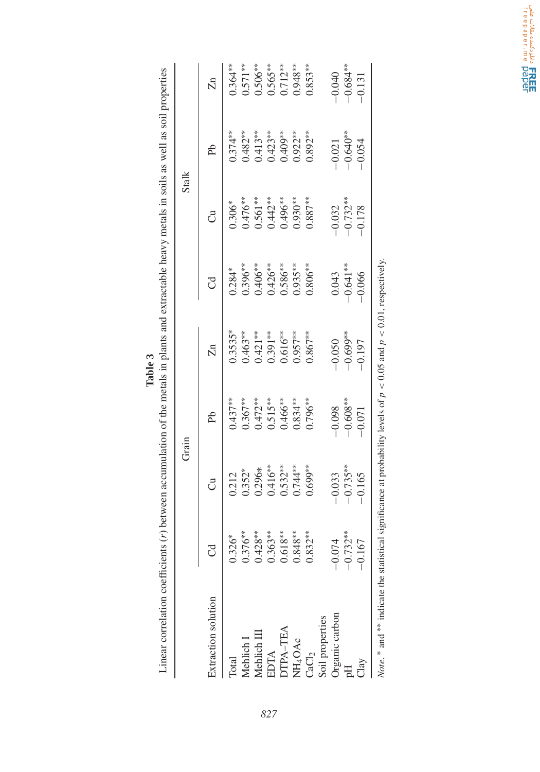**Table 3**

Linear correlation coefficients (*r*) between accumulation of the metals in plants and extractable heavy metals in soils as well as soil properties

| | Grain | | | | Stalk | | | |
|---|---|---|---|---|---|---|---|---|
| Extraction solution | Cd | Cu | Pb | Zn | Cd | Cu | Pb | Zn |
| Total | 0.326* | 0.212 | 0.437** | 0.3535* | 0.284* | 0.306* | 0.374** | 0.364** |
| Mehlich I | 0.376** | 0.352* | 0.367** | 0.463** | 0.396** | 0.476** | 0.482** | 0.571** |
| Mehlich III | 0.428** | 0.296* | 0.472** | 0.421** | 0.406** | 0.561** | 0.413** | 0.506** |
| EDTA | 0.363** | 0.416** | 0.515** | 0.391** | 0.426** | 0.442** | 0.423** | 0.565** |
| DTPA-TEA | 0.618** | 0.532** | 0.466** | 0.616** | 0.586** | 0.496** | 0.409** | 0.712** |
| $NH_4OAc$ | 0.848** | 0.744** | 0.834** | 0.957** | 0.935** | 0.930** | 0.922** | 0.948** |
| $CaCl_2$ | 0.832** | 0.699** | 0.796** | 0.867** | 0.806** | 0.887** | 0.892** | 0.853** |
| Soil properties | | | | | | | | |
| Organic carbon | −0.074 | −0.033 | −0.098 | −0.050 | 0.043 | −0.032 | −0.021 | −0.040 |
| pH | −0.732** | −0.735** | −0.608** | −0.699** | −0.641** | −0.732** | −0.640** | −0.684** |
| Clay | −0.167 | −0.165 | −0.071 | −0.197 | −0.066 | −0.178 | −0.054 | −0.131 |

*Note.* * and ** indicate the statistical significance at probability levels of $p < 0.05$ and $p < 0.01$, respectively.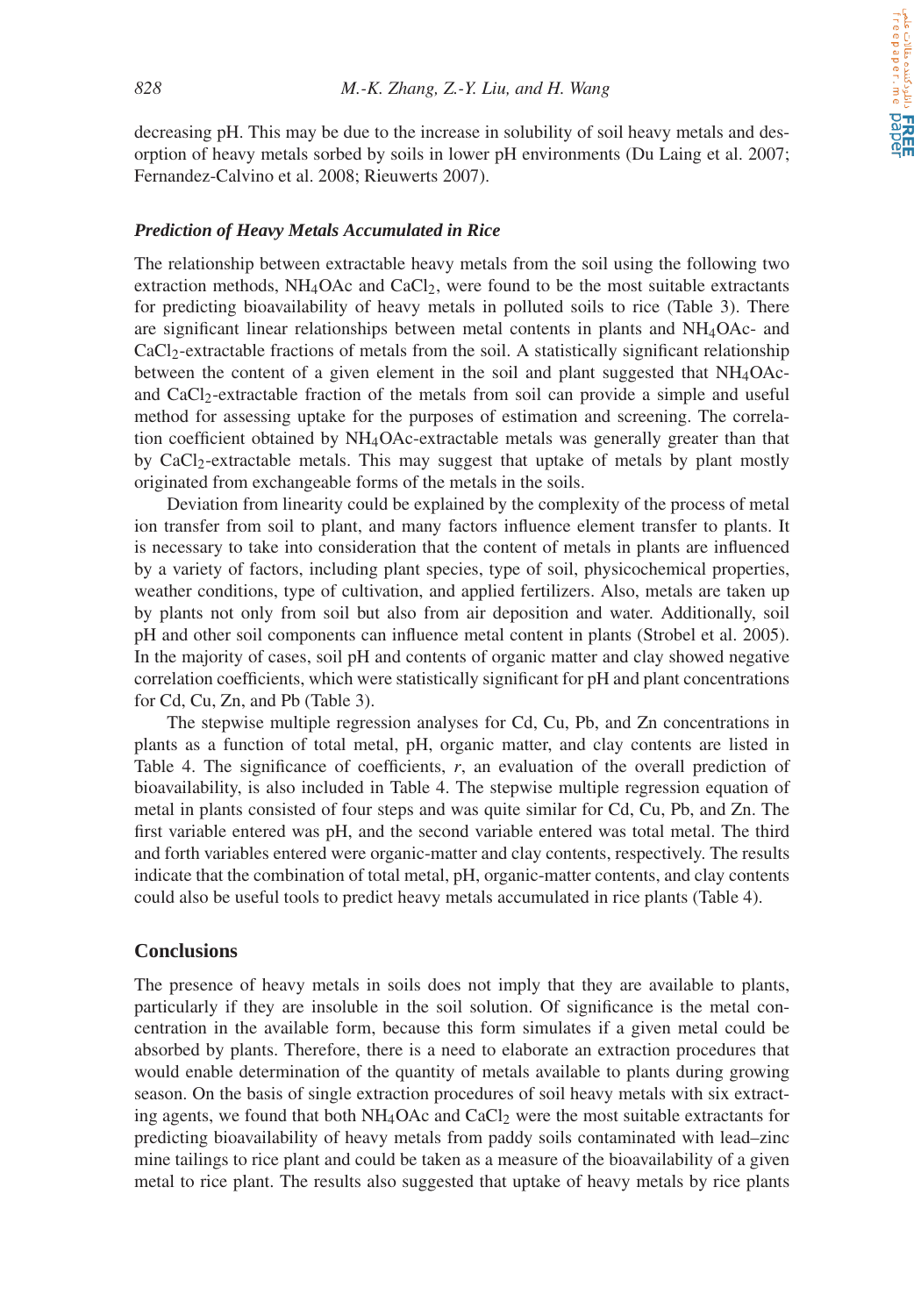decreasing pH. This may be due to the increase in solubility of soil heavy metals and desorption of heavy metals sorbed by soils in lower pH environments (Du Laing et al. 2007; Fernandez-Calvino et al. 2008; Rieuwerts 2007).

### *Prediction of Heavy Metals Accumulated in Rice*

The relationship between extractable heavy metals from the soil using the following two extraction methods, $NH_4OAc$ and $CaCl_2$, were found to be the most suitable extractants for predicting bioavailability of heavy metals in polluted soils to rice (Table 3). There are significant linear relationships between metal contents in plants and $NH_4OAc$- and $CaCl_2$-extractable fractions of metals from the soil. A statistically significant relationship between the content of a given element in the soil and plant suggested that $NH_4OAc$- and $CaCl_2$-extractable fraction of the metals from soil can provide a simple and useful method for assessing uptake for the purposes of estimation and screening. The correlation coefficient obtained by $NH_4OAc$-extractable metals was generally greater than that by $CaCl_2$-extractable metals. This may suggest that uptake of metals by plant mostly originated from exchangeable forms of the metals in the soils.

Deviation from linearity could be explained by the complexity of the process of metal ion transfer from soil to plant, and many factors influence element transfer to plants. It is necessary to take into consideration that the content of metals in plants are influenced by a variety of factors, including plant species, type of soil, physicochemical properties, weather conditions, type of cultivation, and applied fertilizers. Also, metals are taken up by plants not only from soil but also from air deposition and water. Additionally, soil pH and other soil components can influence metal content in plants (Strobel et al. 2005). In the majority of cases, soil pH and contents of organic matter and clay showed negative correlation coefficients, which were statistically significant for pH and plant concentrations for Cd, Cu, Zn, and Pb (Table 3).

The stepwise multiple regression analyses for Cd, Cu, Pb, and Zn concentrations in plants as a function of total metal, pH, organic matter, and clay contents are listed in Table 4. The significance of coefficients, $r$, an evaluation of the overall prediction of bioavailability, is also included in Table 4. The stepwise multiple regression equation of metal in plants consisted of four steps and was quite similar for Cd, Cu, Pb, and Zn. The first variable entered was pH, and the second variable entered was total metal. The third and forth variables entered were organic-matter and clay contents, respectively. The results indicate that the combination of total metal, pH, organic-matter contents, and clay contents could also be useful tools to predict heavy metals accumulated in rice plants (Table 4).

## Conclusions

The presence of heavy metals in soils does not imply that they are available to plants, particularly if they are insoluble in the soil solution. Of significance is the metal concentration in the available form, because this form simulates if a given metal could be absorbed by plants. Therefore, there is a need to elaborate an extraction procedures that would enable determination of the quantity of metals available to plants during growing season. On the basis of single extraction procedures of soil heavy metals with six extracting agents, we found that both $NH_4OAc$ and $CaCl_2$ were the most suitable extractants for predicting bioavailability of heavy metals from paddy soils contaminated with lead–zinc mine tailings to rice plant and could be taken as a measure of the bioavailability of a given metal to rice plant. The results also suggested that uptake of heavy metals by rice plants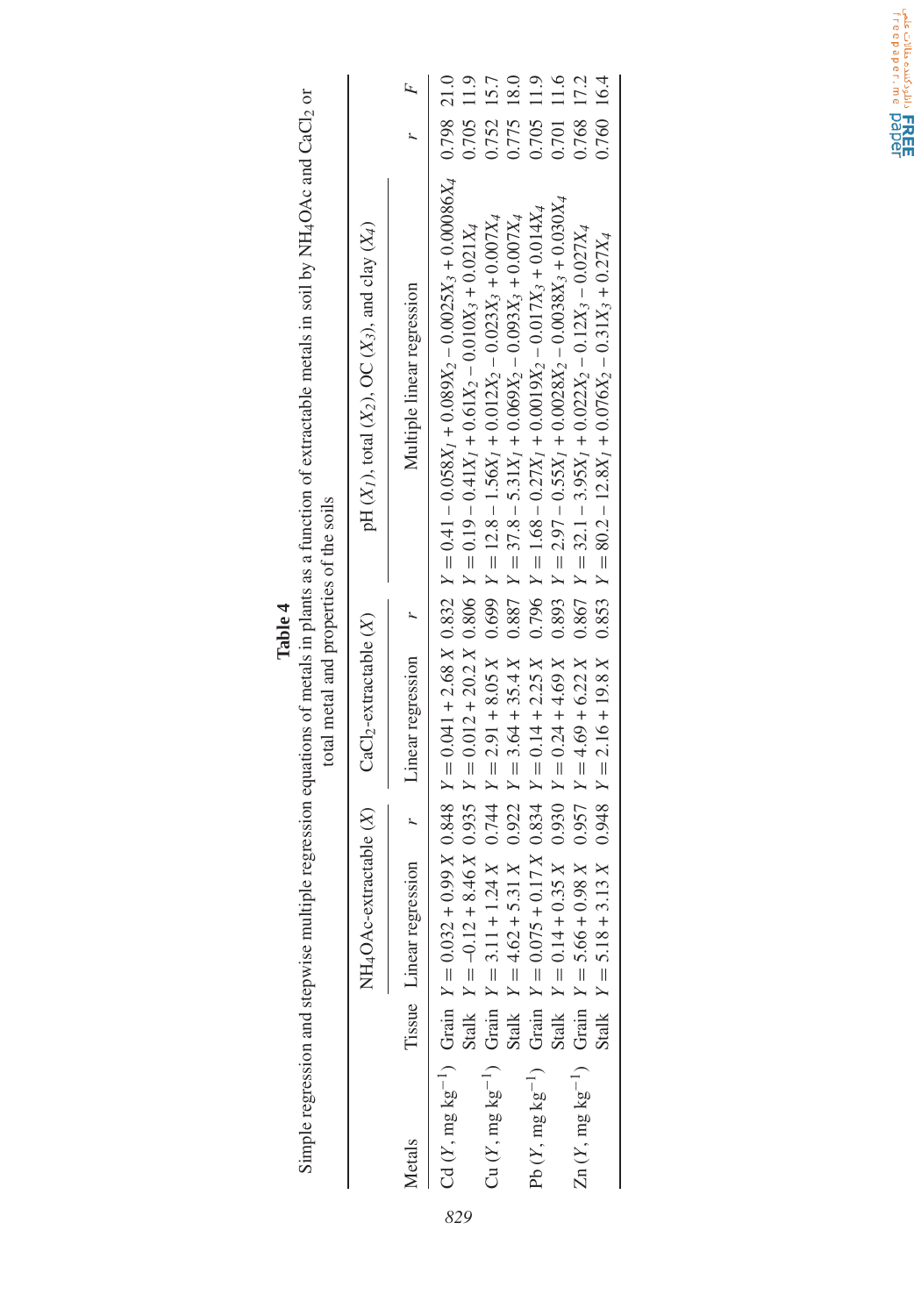**Table 4**
Simple regression and stepwise multiple regression equations of metals in plants as a function of extractable metals in soil by $NH_4OAc$ and $CaCl_2$ or total metal and properties of the soils

| Metals | Tissue | $NH_4OAc$-extractable ($X$) | | $CaCl_2$-extractable ($X$) | | pH ($X_1$), total ($X_2$), OC ($X_3$), and clay ($X_4$) | | |
|---|---|---|---|---|---|---|---|---|
| | | Linear regression | $r$ | Linear regression | $r$ | Multiple linear regression | $r$ | $F$ |
| Cd ($Y$, mg kg$^{-1}$) | Grain | $Y = 0.032 + 0.99\,X$ | 0.848 | $Y = 0.041 + 2.68\,X$ | 0.832 | $Y = 0.41 - 0.058X_1 + 0.089X_2 - 0.0025X_3 + 0.00086X_4$ | 0.798 | 21.0 |
| | Stalk | $Y = -0.12 + 8.46\,X$ | 0.935 | $Y = 0.012 + 20.2\,X$ | 0.806 | $Y = 0.19 - 0.41X_1 + 0.61X_2 - 0.010X_3 + 0.021X_4$ | 0.705 | 11.9 |
| Cu ($Y$, mg kg$^{-1}$) | Grain | $Y = 3.11 + 1.24\,X$ | 0.744 | $Y = 2.91 + 8.05\,X$ | 0.699 | $Y = 12.8 - 1.56X_1 + 0.012X_2 - 0.023X_3 + 0.007X_4$ | 0.752 | 15.7 |
| | Stalk | $Y = 4.62 + 5.31\,X$ | 0.922 | $Y = 3.64 + 35.4\,X$ | 0.887 | $Y = 37.8 - 5.31X_1 + 0.069X_2 - 0.093X_3 + 0.007X_4$ | 0.775 | 18.0 |
| Pb ($Y$, mg kg$^{-1}$) | Grain | $Y = 0.075 + 0.17\,X$ | 0.834 | $Y = 0.14 + 2.25\,X$ | 0.796 | $Y = 1.68 - 0.27X_1 + 0.0019X_2 - 0.017X_3 + 0.014X_4$ | 0.705 | 11.9 |
| | Stalk | $Y = 0.14 + 0.35\,X$ | 0.930 | $Y = 0.24 + 4.69\,X$ | 0.893 | $Y = 2.97 - 0.55X_1 + 0.0028X_2 - 0.0038X_3 + 0.030X_4$ | 0.701 | 11.6 |
| Zn ($Y$, mg kg$^{-1}$) | Grain | $Y = 5.66 + 0.98\,X$ | 0.957 | $Y = 4.69 + 6.22\,X$ | 0.867 | $Y = 32.1 - 3.95X_1 + 0.022X_2 - 0.12X_3 - 0.027X_4$ | 0.768 | 17.2 |
| | Stalk | $Y = 5.18 + 3.13\,X$ | 0.948 | $Y = 2.16 + 19.8\,X$ | 0.853 | $Y = 80.2 - 12.8X_1 + 0.076X_2 - 0.31X_3 + 0.27X_4$ | 0.760 | 16.4 |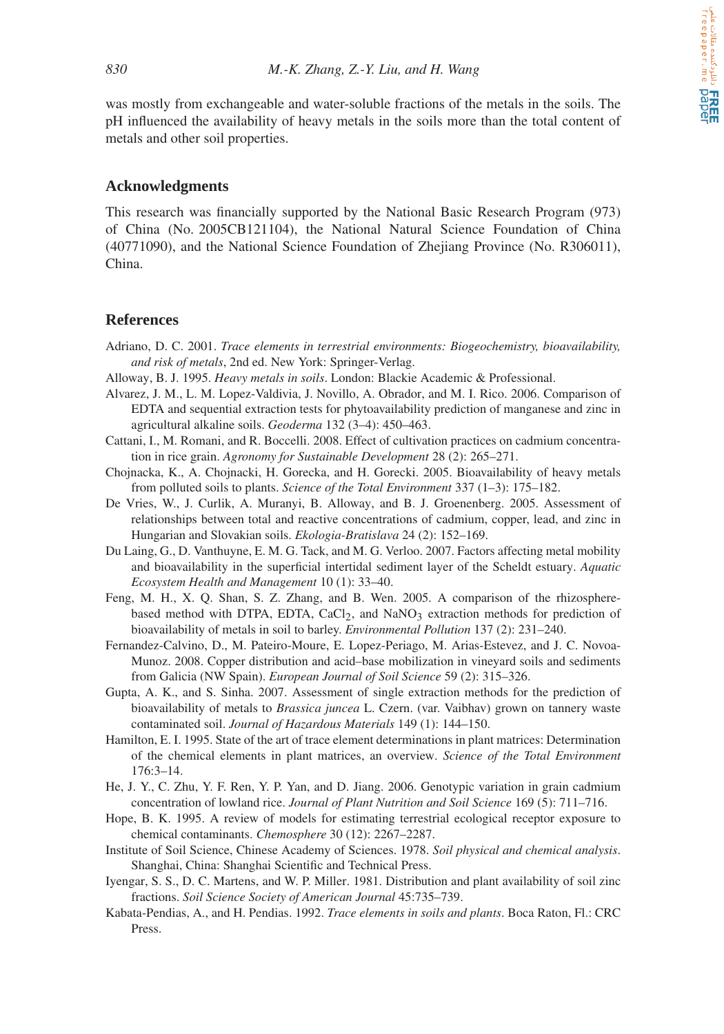was mostly from exchangeable and water-soluble fractions of the metals in the soils. The pH influenced the availability of heavy metals in the soils more than the total content of metals and other soil properties.

## Acknowledgments

This research was financially supported by the National Basic Research Program (973) of China (No. 2005CB121104), the National Natural Science Foundation of China (40771090), and the National Science Foundation of Zhejiang Province (No. R306011), China.

## References

Adriano, D. C. 2001. *Trace elements in terrestrial environments: Biogeochemistry, bioavailability, and risk of metals*, 2nd ed. New York: Springer-Verlag.

Alloway, B. J. 1995. *Heavy metals in soils*. London: Blackie Academic & Professional.

Alvarez, J. M., L. M. Lopez-Valdivia, J. Novillo, A. Obrador, and M. I. Rico. 2006. Comparison of EDTA and sequential extraction tests for phytoavailability prediction of manganese and zinc in agricultural alkaline soils. *Geoderma* 132 (3–4): 450–463.

Cattani, I., M. Romani, and R. Boccelli. 2008. Effect of cultivation practices on cadmium concentration in rice grain. *Agronomy for Sustainable Development* 28 (2): 265–271.

Chojnacka, K., A. Chojnacki, H. Gorecka, and H. Gorecki. 2005. Bioavailability of heavy metals from polluted soils to plants. *Science of the Total Environment* 337 (1–3): 175–182.

De Vries, W., J. Curlik, A. Muranyi, B. Alloway, and B. J. Groenenberg. 2005. Assessment of relationships between total and reactive concentrations of cadmium, copper, lead, and zinc in Hungarian and Slovakian soils. *Ekologia-Bratislava* 24 (2): 152–169.

Du Laing, G., D. Vanthuyne, E. M. G. Tack, and M. G. Verloo. 2007. Factors affecting metal mobility and bioavailability in the superficial intertidal sediment layer of the Scheldt estuary. *Aquatic Ecosystem Health and Management* 10 (1): 33–40.

Feng, M. H., X. Q. Shan, S. Z. Zhang, and B. Wen. 2005. A comparison of the rhizosphere-based method with DTPA, EDTA, $CaCl_2$, and $NaNO_3$ extraction methods for prediction of bioavailability of metals in soil to barley. *Environmental Pollution* 137 (2): 231–240.

Fernandez-Calvino, D., M. Pateiro-Moure, E. Lopez-Periago, M. Arias-Estevez, and J. C. Novoa-Munoz. 2008. Copper distribution and acid–base mobilization in vineyard soils and sediments from Galicia (NW Spain). *European Journal of Soil Science* 59 (2): 315–326.

Gupta, A. K., and S. Sinha. 2007. Assessment of single extraction methods for the prediction of bioavailability of metals to *Brassica juncea* L. Czern. (var. Vaibhav) grown on tannery waste contaminated soil. *Journal of Hazardous Materials* 149 (1): 144–150.

Hamilton, E. I. 1995. State of the art of trace element determinations in plant matrices: Determination of the chemical elements in plant matrices, an overview. *Science of the Total Environment* 176:3–14.

He, J. Y., C. Zhu, Y. F. Ren, Y. P. Yan, and D. Jiang. 2006. Genotypic variation in grain cadmium concentration of lowland rice. *Journal of Plant Nutrition and Soil Science* 169 (5): 711–716.

Hope, B. K. 1995. A review of models for estimating terrestrial ecological receptor exposure to chemical contaminants. *Chemosphere* 30 (12): 2267–2287.

Institute of Soil Science, Chinese Academy of Sciences. 1978. *Soil physical and chemical analysis*. Shanghai, China: Shanghai Scientific and Technical Press.

Iyengar, S. S., D. C. Martens, and W. P. Miller. 1981. Distribution and plant availability of soil zinc fractions. *Soil Science Society of American Journal* 45:735–739.

Kabata-Pendias, A., and H. Pendias. 1992. *Trace elements in soils and plants*. Boca Raton, Fl.: CRC Press.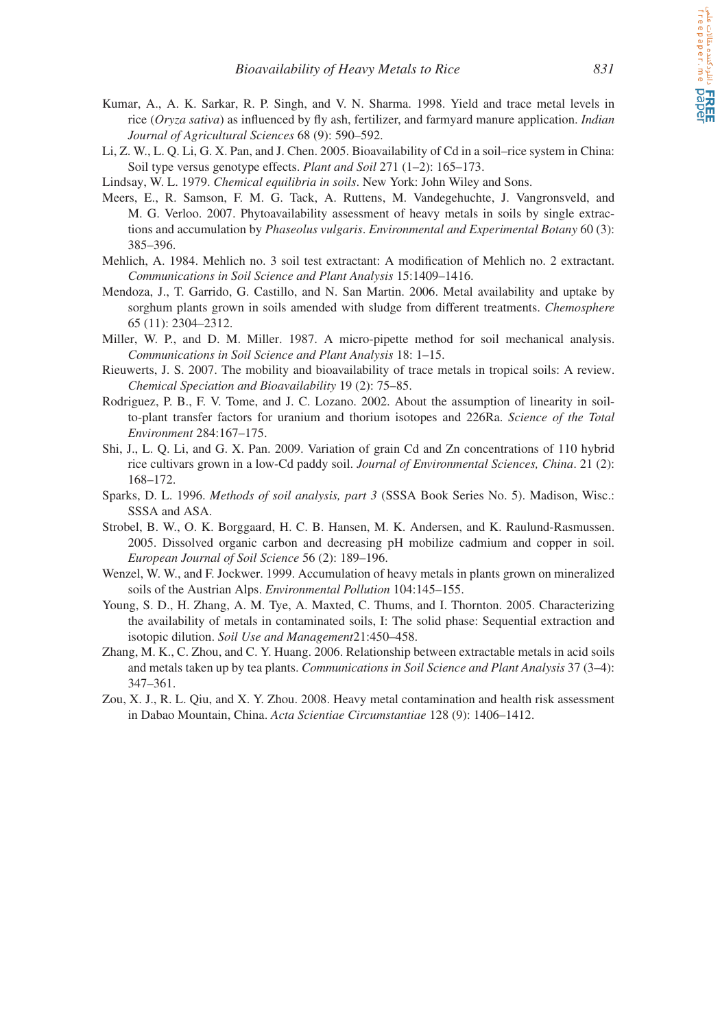Kumar, A., A. K. Sarkar, R. P. Singh, and V. N. Sharma. 1998. Yield and trace metal levels in rice (*Oryza sativa*) as influenced by fly ash, fertilizer, and farmyard manure application. *Indian Journal of Agricultural Sciences* 68 (9): 590–592.

Li, Z. W., L. Q. Li, G. X. Pan, and J. Chen. 2005. Bioavailability of Cd in a soil–rice system in China: Soil type versus genotype effects. *Plant and Soil* 271 (1–2): 165–173.

Lindsay, W. L. 1979. *Chemical equilibria in soils*. New York: John Wiley and Sons.

Meers, E., R. Samson, F. M. G. Tack, A. Ruttens, M. Vandegehuchte, J. Vangronsveld, and M. G. Verloo. 2007. Phytoavailability assessment of heavy metals in soils by single extractions and accumulation by *Phaseolus vulgaris*. *Environmental and Experimental Botany* 60 (3): 385–396.

Mehlich, A. 1984. Mehlich no. 3 soil test extractant: A modification of Mehlich no. 2 extractant. *Communications in Soil Science and Plant Analysis* 15:1409–1416.

Mendoza, J., T. Garrido, G. Castillo, and N. San Martin. 2006. Metal availability and uptake by sorghum plants grown in soils amended with sludge from different treatments. *Chemosphere* 65 (11): 2304–2312.

Miller, W. P., and D. M. Miller. 1987. A micro-pipette method for soil mechanical analysis. *Communications in Soil Science and Plant Analysis* 18: 1–15.

Rieuwerts, J. S. 2007. The mobility and bioavailability of trace metals in tropical soils: A review. *Chemical Speciation and Bioavailability* 19 (2): 75–85.

Rodriguez, P. B., F. V. Tome, and J. C. Lozano. 2002. About the assumption of linearity in soil-to-plant transfer factors for uranium and thorium isotopes and 226Ra. *Science of the Total Environment* 284:167–175.

Shi, J., L. Q. Li, and G. X. Pan. 2009. Variation of grain Cd and Zn concentrations of 110 hybrid rice cultivars grown in a low-Cd paddy soil. *Journal of Environmental Sciences, China*. 21 (2): 168–172.

Sparks, D. L. 1996. *Methods of soil analysis, part 3* (SSSA Book Series No. 5). Madison, Wisc.: SSSA and ASA.

Strobel, B. W., O. K. Borggaard, H. C. B. Hansen, M. K. Andersen, and K. Raulund-Rasmussen. 2005. Dissolved organic carbon and decreasing pH mobilize cadmium and copper in soil. *European Journal of Soil Science* 56 (2): 189–196.

Wenzel, W. W., and F. Jockwer. 1999. Accumulation of heavy metals in plants grown on mineralized soils of the Austrian Alps. *Environmental Pollution* 104:145–155.

Young, S. D., H. Zhang, A. M. Tye, A. Maxted, C. Thums, and I. Thornton. 2005. Characterizing the availability of metals in contaminated soils, I: The solid phase: Sequential extraction and isotopic dilution. *Soil Use and Management*21:450–458.

Zhang, M. K., C. Zhou, and C. Y. Huang. 2006. Relationship between extractable metals in acid soils and metals taken up by tea plants. *Communications in Soil Science and Plant Analysis* 37 (3–4): 347–361.

Zou, X. J., R. L. Qiu, and X. Y. Zhou. 2008. Heavy metal contamination and health risk assessment in Dabao Mountain, China. *Acta Scientiae Circumstantiae* 128 (9): 1406–1412.